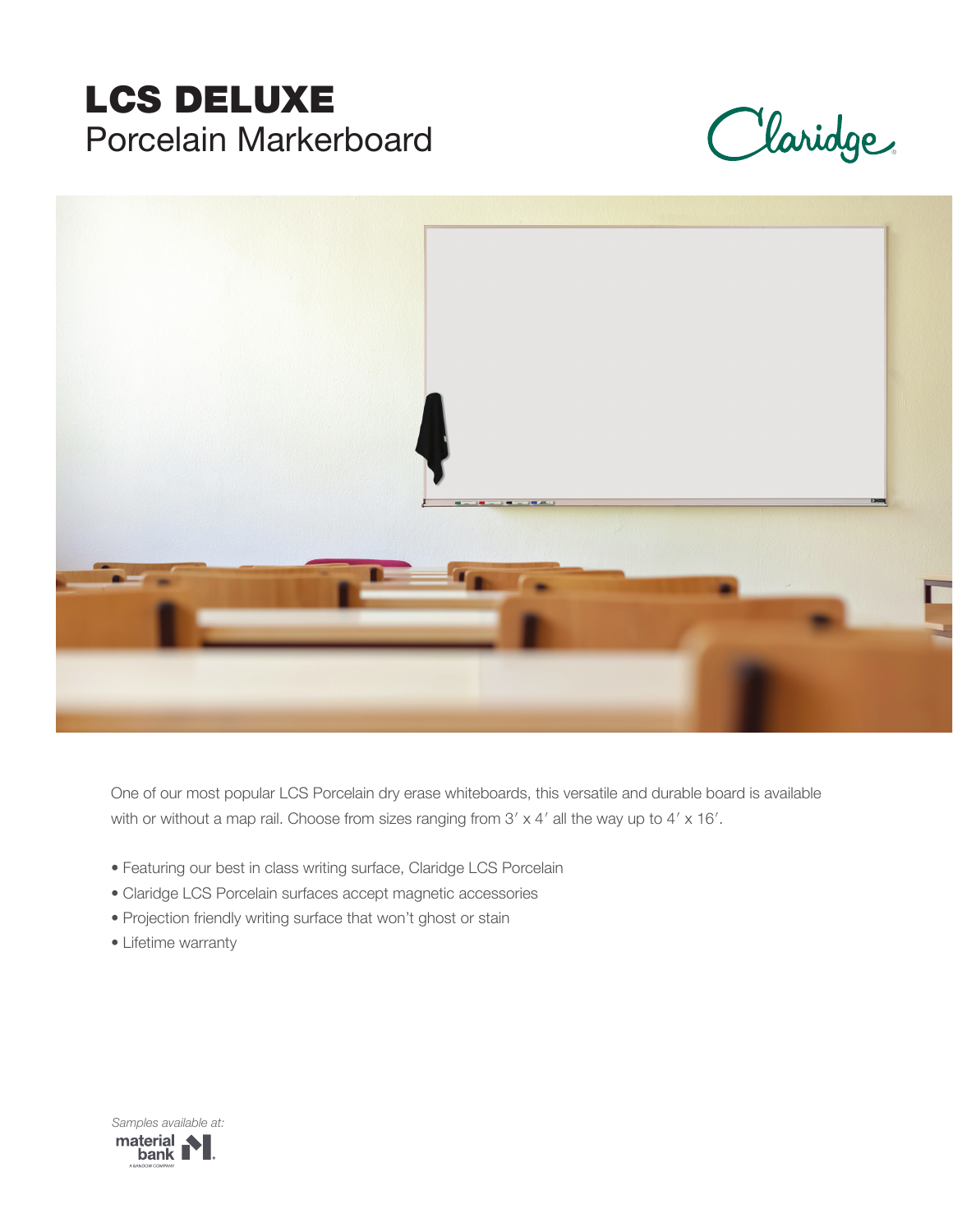# LCS DELUXE

## Porcelain Markerboard

Claridge

One of our most popular LCS Porcelain dry erase whiteboards, this versatile and durable board is available with or without a map rail. Choose from sizes ranging from 3′ x 4′ all the way up to 4′ x 16′.

- Featuring our best in class writing surface, Claridge LCS Porcelain
- Claridge LCS Porcelain surfaces accept magnetic accessories
- Projection friendly writing surface that won't ghost or stain
- Lifetime warranty

*Samples available at:*

material bank

A SANDOW COMPANY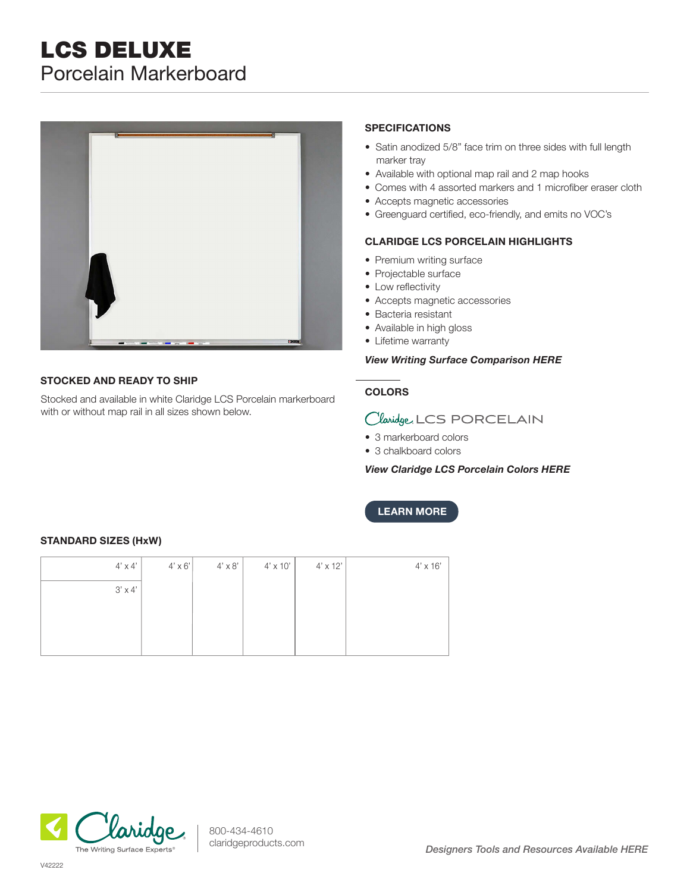# LCS DELUXE
## Porcelain Markerboard

### SPECIFICATIONS

- Satin anodized 5/8" face trim on three sides with full length marker tray
- Available with optional map rail and 2 map hooks
- Comes with 4 assorted markers and 1 microfiber eraser cloth
- Accepts magnetic accessories
- Greenguard certified, eco-friendly, and emits no VOC's

### CLARIDGE LCS PORCELAIN HIGHLIGHTS

- Premium writing surface
- Projectable surface
- Low reflectivity
- Accepts magnetic accessories
- Bacteria resistant
- Available in high gloss
- Lifetime warranty

***View Writing Surface Comparison HERE***

### STOCKED AND READY TO SHIP

Stocked and available in white Claridge LCS Porcelain markerboard with or without map rail in all sizes shown below.

### COLORS

Claridge LCS PORCELAIN

- 3 markerboard colors
- 3 chalkboard colors

***View Claridge LCS Porcelain Colors HERE***

**LEARN MORE**

### STANDARD SIZES (HxW)

| | | | | | |
|---|---|---|---|---|---|
| 4' x 4' | 4' x 6' | 4' x 8' | 4' x 10' | 4' x 12' | 4' x 16' |
| 3' x 4' | | | | | |

Claridge The Writing Surface Experts®

800-434-4610
claridgeproducts.com

*Designers Tools and Resources Available HERE*

V42222